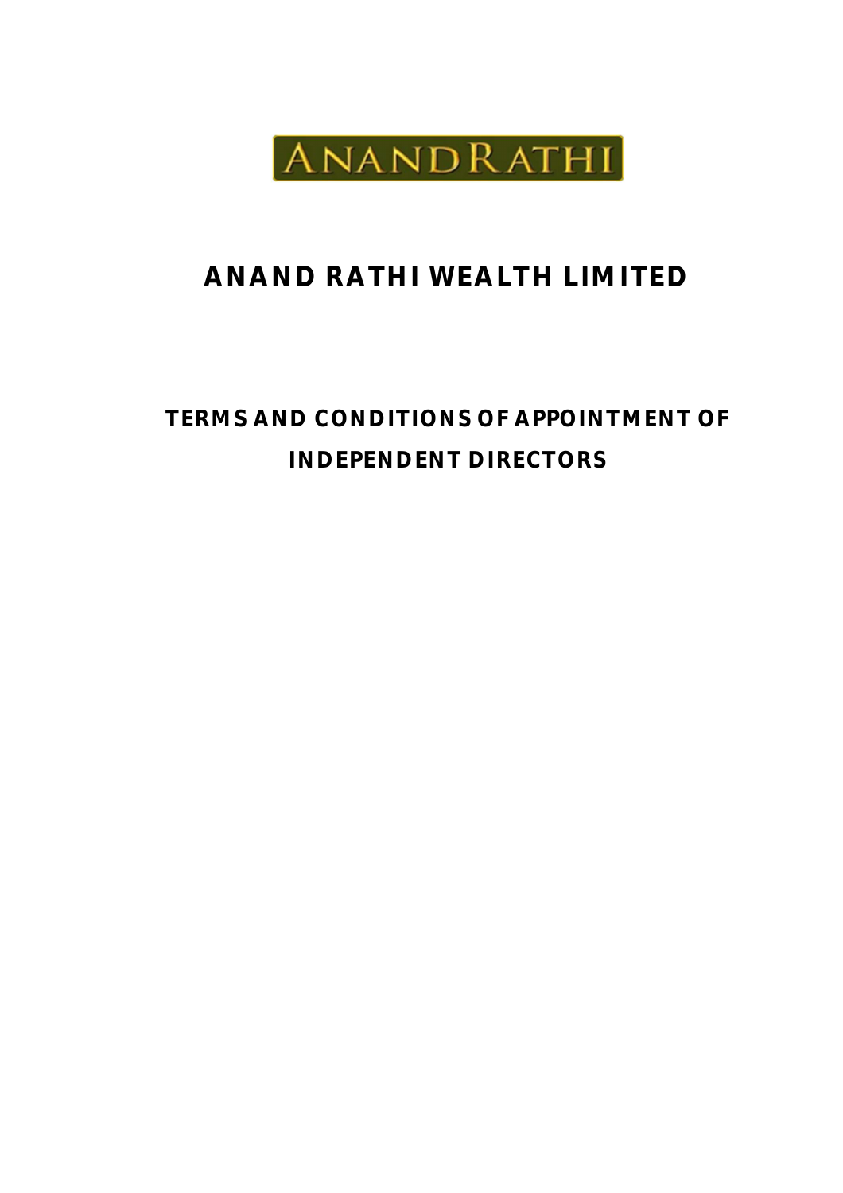ANANDRATHI

# ANAND RATHI WEALTH LIMITED

## TERMS AND CONDITIONS OF APPOINTMENT OF INDEPENDENT DIRECTORS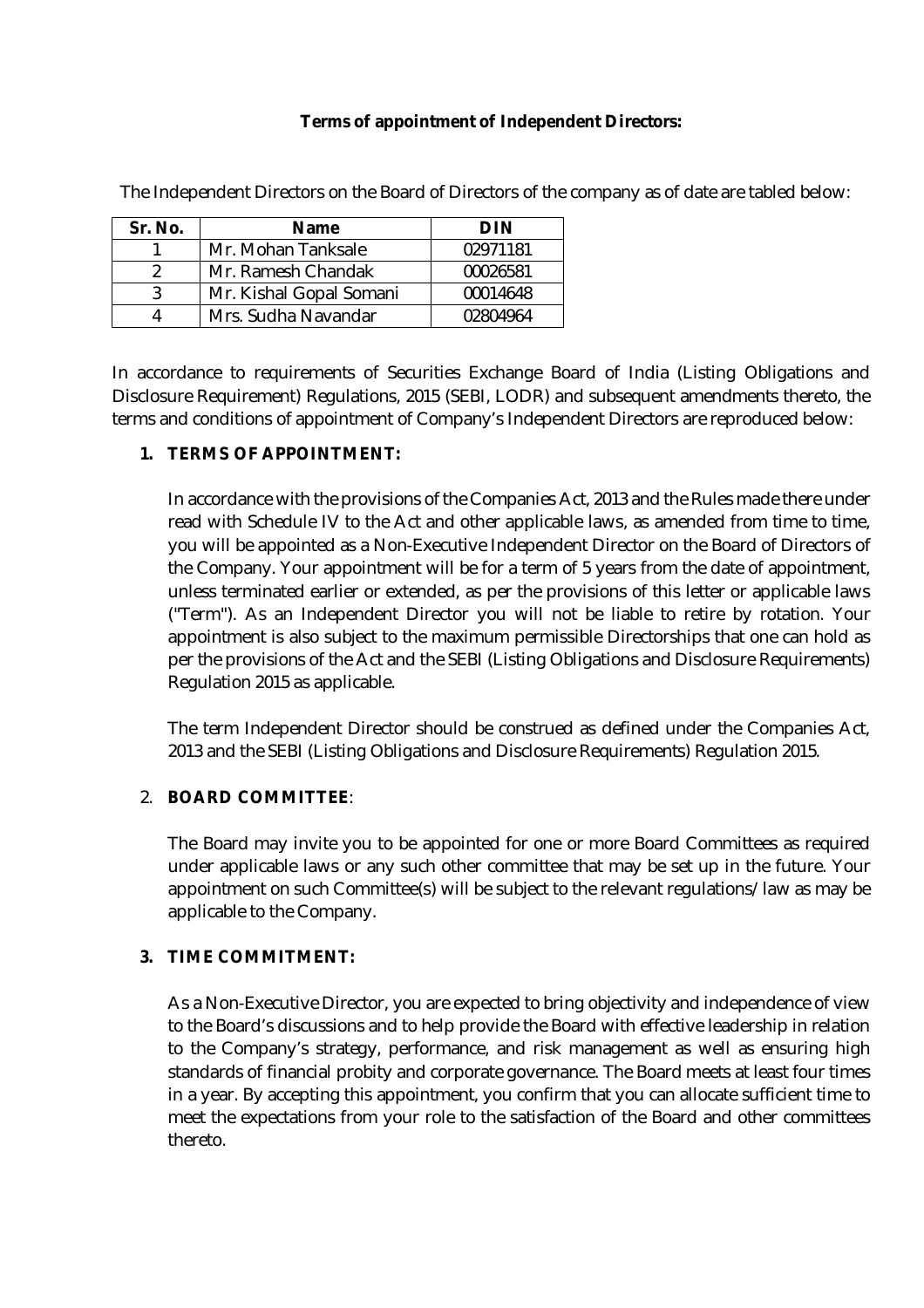**Terms of appointment of Independent Directors:**

The Independent Directors on the Board of Directors of the company as of date are tabled below:

| Sr. No. | Name | DIN |
|---|---|---|
| 1 | Mr. Mohan Tanksale | 02971181 |
| 2 | Mr. Ramesh Chandak | 00026581 |
| 3 | Mr. Kishal Gopal Somani | 00014648 |
| 4 | Mrs. Sudha Navandar | 02804964 |

In accordance to requirements of Securities Exchange Board of India (Listing Obligations and Disclosure Requirement) Regulations, 2015 (SEBI, LODR) and subsequent amendments thereto, the terms and conditions of appointment of Company's Independent Directors are reproduced below:

1. **TERMS OF APPOINTMENT:**

   In accordance with the provisions of the Companies Act, 2013 and the Rules made there under read with Schedule IV to the Act and other applicable laws, as amended from time to time, you will be appointed as a Non-Executive Independent Director on the Board of Directors of the Company. Your appointment will be for a term of 5 years from the date of appointment, unless terminated earlier or extended, as per the provisions of this letter or applicable laws ("Term"). As an Independent Director you will not be liable to retire by rotation. Your appointment is also subject to the maximum permissible Directorships that one can hold as per the provisions of the Act and the SEBI (Listing Obligations and Disclosure Requirements) Regulation 2015 as applicable.

   The term Independent Director should be construed as defined under the Companies Act, 2013 and the SEBI (Listing Obligations and Disclosure Requirements) Regulation 2015.

2. **BOARD COMMITTEE**:

   The Board may invite you to be appointed for one or more Board Committees as required under applicable laws or any such other committee that may be set up in the future. Your appointment on such Committee(s) will be subject to the relevant regulations/ law as may be applicable to the Company.

3. **TIME COMMITMENT:**

   As a Non-Executive Director, you are expected to bring objectivity and independence of view to the Board's discussions and to help provide the Board with effective leadership in relation to the Company's strategy, performance, and risk management as well as ensuring high standards of financial probity and corporate governance. The Board meets at least four times in a year. By accepting this appointment, you confirm that you can allocate sufficient time to meet the expectations from your role to the satisfaction of the Board and other committees thereto.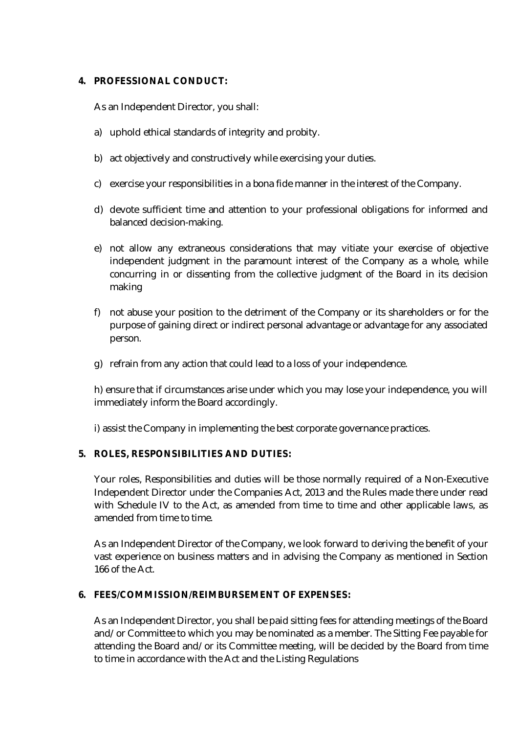**4. PROFESSIONAL CONDUCT:**

As an Independent Director, you shall:

a) uphold ethical standards of integrity and probity.

b) act objectively and constructively while exercising your duties.

c) exercise your responsibilities in a bona fide manner in the interest of the Company.

d) devote sufficient time and attention to your professional obligations for informed and balanced decision-making.

e) not allow any extraneous considerations that may vitiate your exercise of objective independent judgment in the paramount interest of the Company as a whole, while concurring in or dissenting from the collective judgment of the Board in its decision making

f) not abuse your position to the detriment of the Company or its shareholders or for the purpose of gaining direct or indirect personal advantage or advantage for any associated person.

g) refrain from any action that could lead to a loss of your independence.

h) ensure that if circumstances arise under which you may lose your independence, you will immediately inform the Board accordingly.

i) assist the Company in implementing the best corporate governance practices.

**5. ROLES, RESPONSIBILITIES AND DUTIES:**

Your roles, Responsibilities and duties will be those normally required of a Non-Executive Independent Director under the Companies Act, 2013 and the Rules made there under read with Schedule IV to the Act, as amended from time to time and other applicable laws, as amended from time to time.

As an Independent Director of the Company, we look forward to deriving the benefit of your vast experience on business matters and in advising the Company as mentioned in Section 166 of the Act.

**6. FEES/COMMISSION/REIMBURSEMENT OF EXPENSES:**

As an Independent Director, you shall be paid sitting fees for attending meetings of the Board and/or Committee to which you may be nominated as a member. The Sitting Fee payable for attending the Board and/or its Committee meeting, will be decided by the Board from time to time in accordance with the Act and the Listing Regulations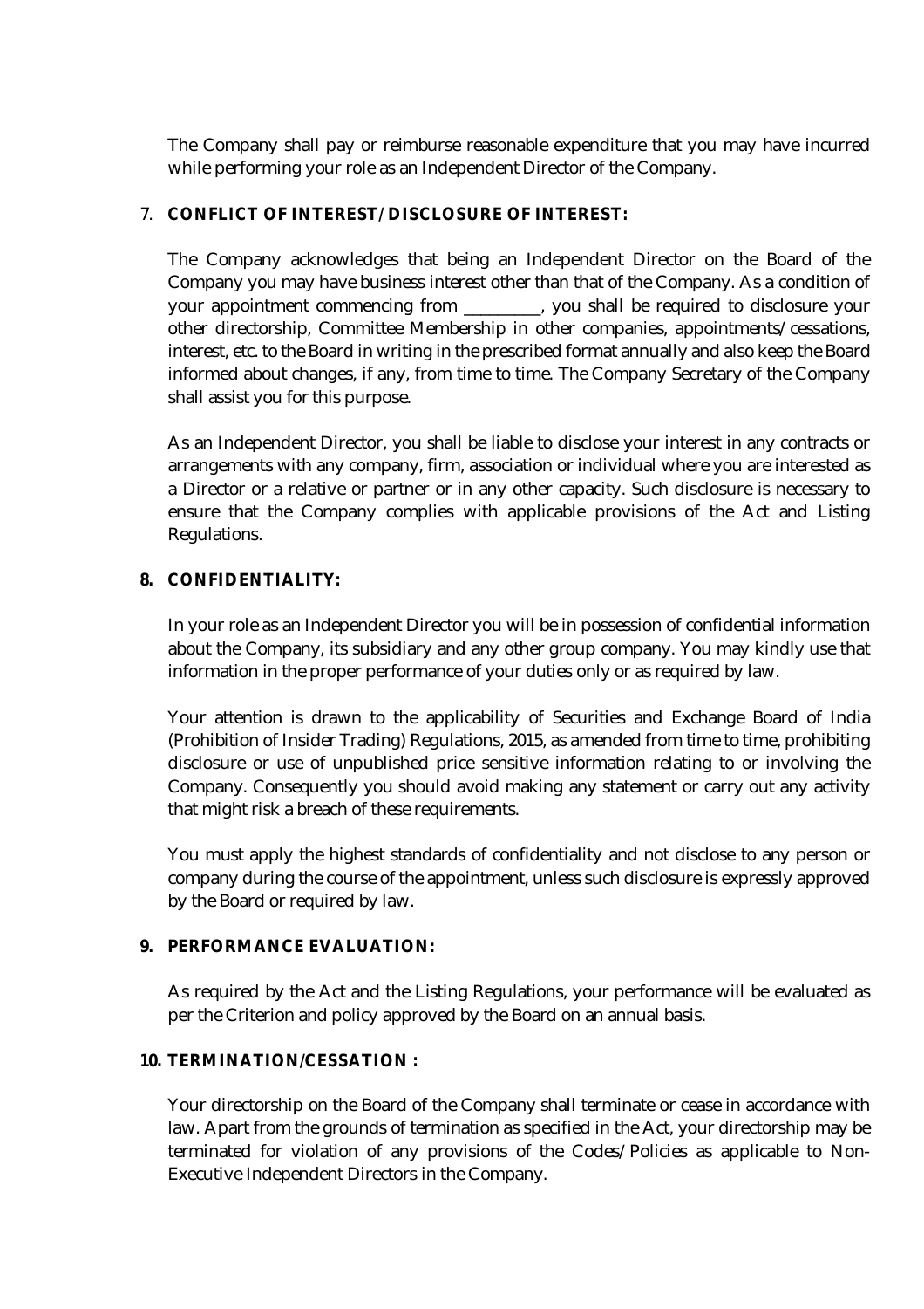The Company shall pay or reimburse reasonable expenditure that you may have incurred while performing your role as an Independent Director of the Company.

7. **CONFLICT OF INTEREST/ DISCLOSURE OF INTEREST:**

The Company acknowledges that being an Independent Director on the Board of the Company you may have business interest other than that of the Company. As a condition of your appointment commencing from _________, you shall be required to disclosure your other directorship, Committee Membership in other companies, appointments/cessations, interest, etc. to the Board in writing in the prescribed format annually and also keep the Board informed about changes, if any, from time to time. The Company Secretary of the Company shall assist you for this purpose.

As an Independent Director, you shall be liable to disclose your interest in any contracts or arrangements with any company, firm, association or individual where you are interested as a Director or a relative or partner or in any other capacity. Such disclosure is necessary to ensure that the Company complies with applicable provisions of the Act and Listing Regulations.

**8. CONFIDENTIALITY:**

In your role as an Independent Director you will be in possession of confidential information about the Company, its subsidiary and any other group company. You may kindly use that information in the proper performance of your duties only or as required by law.

Your attention is drawn to the applicability of Securities and Exchange Board of India (Prohibition of Insider Trading) Regulations, 2015, as amended from time to time, prohibiting disclosure or use of unpublished price sensitive information relating to or involving the Company. Consequently you should avoid making any statement or carry out any activity that might risk a breach of these requirements.

You must apply the highest standards of confidentiality and not disclose to any person or company during the course of the appointment, unless such disclosure is expressly approved by the Board or required by law.

**9. PERFORMANCE EVALUATION:**

As required by the Act and the Listing Regulations, your performance will be evaluated as per the Criterion and policy approved by the Board on an annual basis.

**10. TERMINATION/CESSATION :**

Your directorship on the Board of the Company shall terminate or cease in accordance with law. Apart from the grounds of termination as specified in the Act, your directorship may be terminated for violation of any provisions of the Codes/Policies as applicable to Non-Executive Independent Directors in the Company.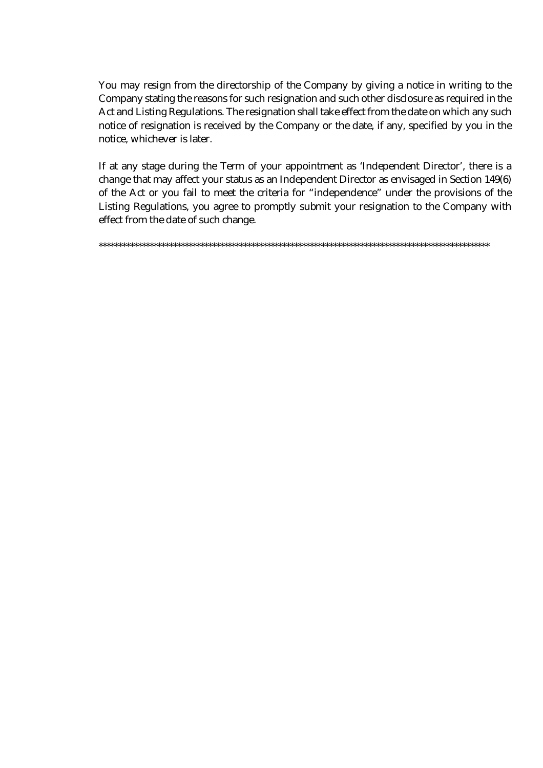You may resign from the directorship of the Company by giving a notice in writing to the Company stating the reasons for such resignation and such other disclosure as required in the Act and Listing Regulations. The resignation shall take effect from the date on which any such notice of resignation is received by the Company or the date, if any, specified by you in the notice, whichever is later.

If at any stage during the Term of your appointment as 'Independent Director', there is a change that may affect your status as an Independent Director as envisaged in Section 149(6) of the Act or you fail to meet the criteria for "independence" under the provisions of the Listing Regulations, you agree to promptly submit your resignation to the Company with effect from the date of such change.

\*\*\*\*\*\*\*\*\*\*\*\*\*\*\*\*\*\*\*\*\*\*\*\*\*\*\*\*\*\*\*\*\*\*\*\*\*\*\*\*\*\*\*\*\*\*\*\*\*\*\*\*\*\*\*\*\*\*\*\*\*\*\*\*\*\*\*\*\*\*\*\*\*\*\*\*\*\*\*\*\*\*\*\*\*\*\*\*\*\*\*\*\*\*\*\*\*\*\*\*\*\*\*